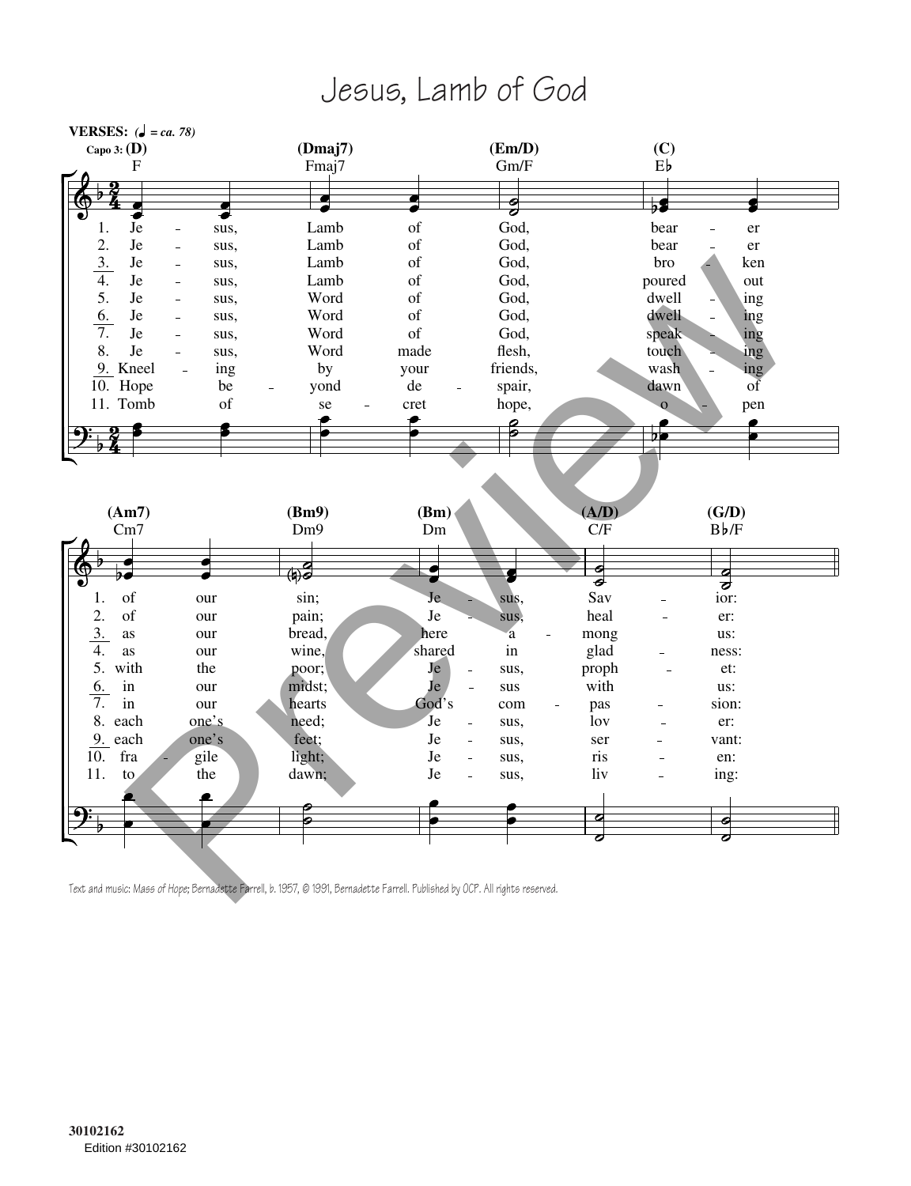# Jesus, Lamb of God

**VERSES:** *(♩ = ca. 78)*

Capo 3: (D) F — (Dmaj7) Fmaj7 — (Em/D) Gm/F — (C) E♭

1. Je - sus, Lamb of God, bear - er
2. Je - sus, Lamb of God, bear - er
3. Je - sus, Lamb of God, bro - ken
4. Je - sus, Lamb of God, poured out
5. Je - sus, Word of God, dwell - ing
6. Je - sus, Word of God, dwell - ing
7. Je - sus, Word of God, speak - ing
8. Je - sus, Word made flesh, touch - ing
9. Kneel - ing by your friends, wash - ing
10. Hope be - yond de - spair, dawn of
11. Tomb of se - cret hope, o - pen

(Am7) Cm7 — (Bm9) Dm9 — (Bm) Dm — (A/D) C/F — (G/D) B♭/F

1. of our sin; Je - sus, Sav - ior:
2. of our pain; Je - sus, heal - er:
3. as our bread, here a - mong us:
4. as our wine, shared in glad - ness:
5. with the poor; Je - sus, proph - et:
6. in our midst; Je - sus with us:
7. in our hearts God's com - pas - sion:
8. each one's need; Je - sus, lov - er:
9. each one's feet; Je - sus, ser - vant:
10. fra - gile light; Je - sus, ris - en:
11. to the dawn; Je - sus, liv - ing:

Text and music: Mass of Hope; Bernadette Farrell, b. 1957, © 1991, Bernadette Farrell. Published by OCP. All rights reserved.

30102162
Edition #30102162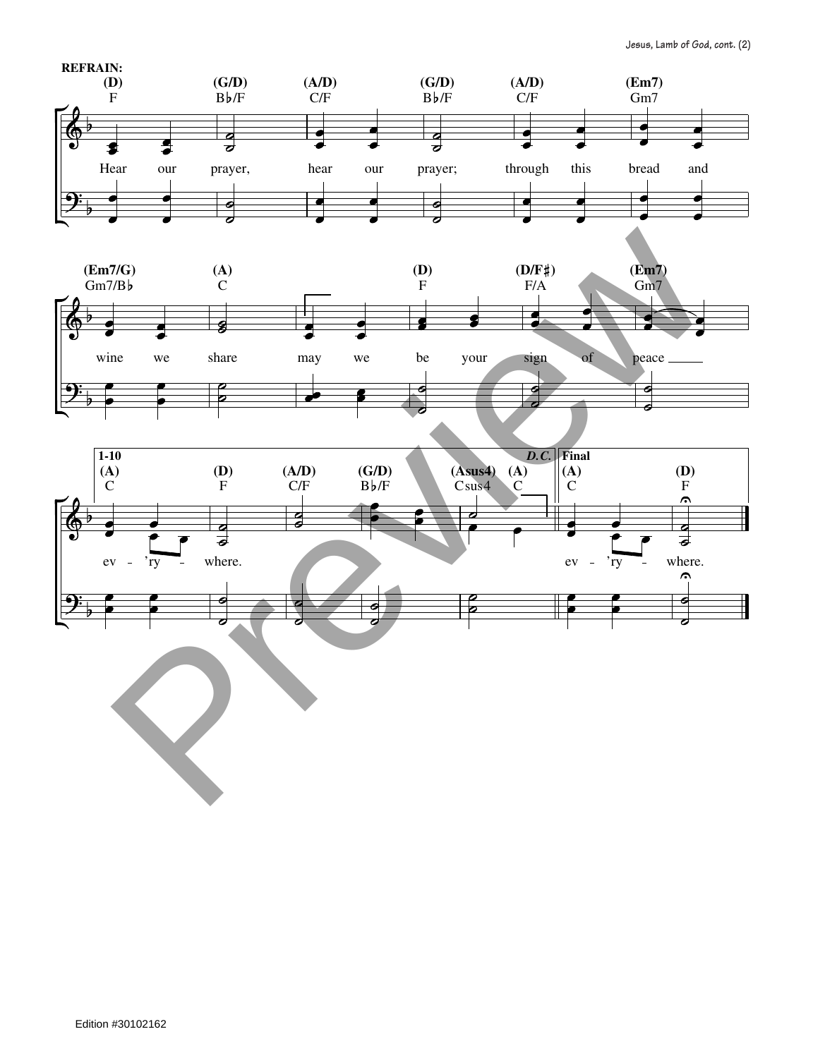REFRAIN:

(D) F — (G/D) B♭/F — (A/D) C/F — (G/D) B♭/F — (A/D) C/F — (Em7) Gm7

Hear our prayer, hear our prayer; through this bread and

(Em7/G) Gm7/B♭ — (A) C — (D) F — (D/F♯) F/A — (Em7) Gm7

wine we share may we be your sign of peace

1-10

(A) C — (D) F — (A/D) C/F — (G/D) B♭/F — (Asus4) Csus4 — (A) C — *D.C.*

ev - 'ry - where.

Final

(A) C — (D) F

ev - 'ry - where.

Edition #30102162